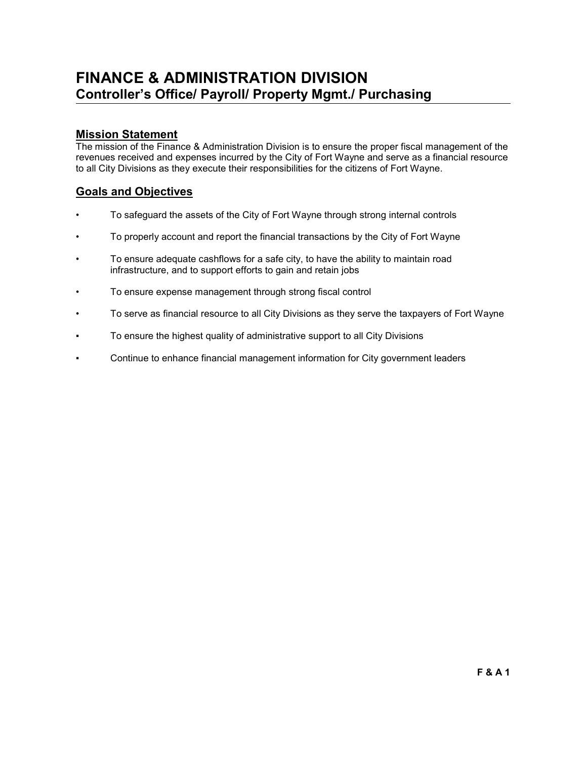# FINANCE & ADMINISTRATION DIVISION
## Controller's Office/ Payroll/ Property Mgmt./ Purchasing

### Mission Statement

The mission of the Finance & Administration Division is to ensure the proper fiscal management of the revenues received and expenses incurred by the City of Fort Wayne and serve as a financial resource to all City Divisions as they execute their responsibilities for the citizens of Fort Wayne.

### Goals and Objectives

- To safeguard the assets of the City of Fort Wayne through strong internal controls
- To properly account and report the financial transactions by the City of Fort Wayne
- To ensure adequate cashflows for a safe city, to have the ability to maintain road infrastructure, and to support efforts to gain and retain jobs
- To ensure expense management through strong fiscal control
- To serve as financial resource to all City Divisions as they serve the taxpayers of Fort Wayne
- To ensure the highest quality of administrative support to all City Divisions
- Continue to enhance financial management information for City government leaders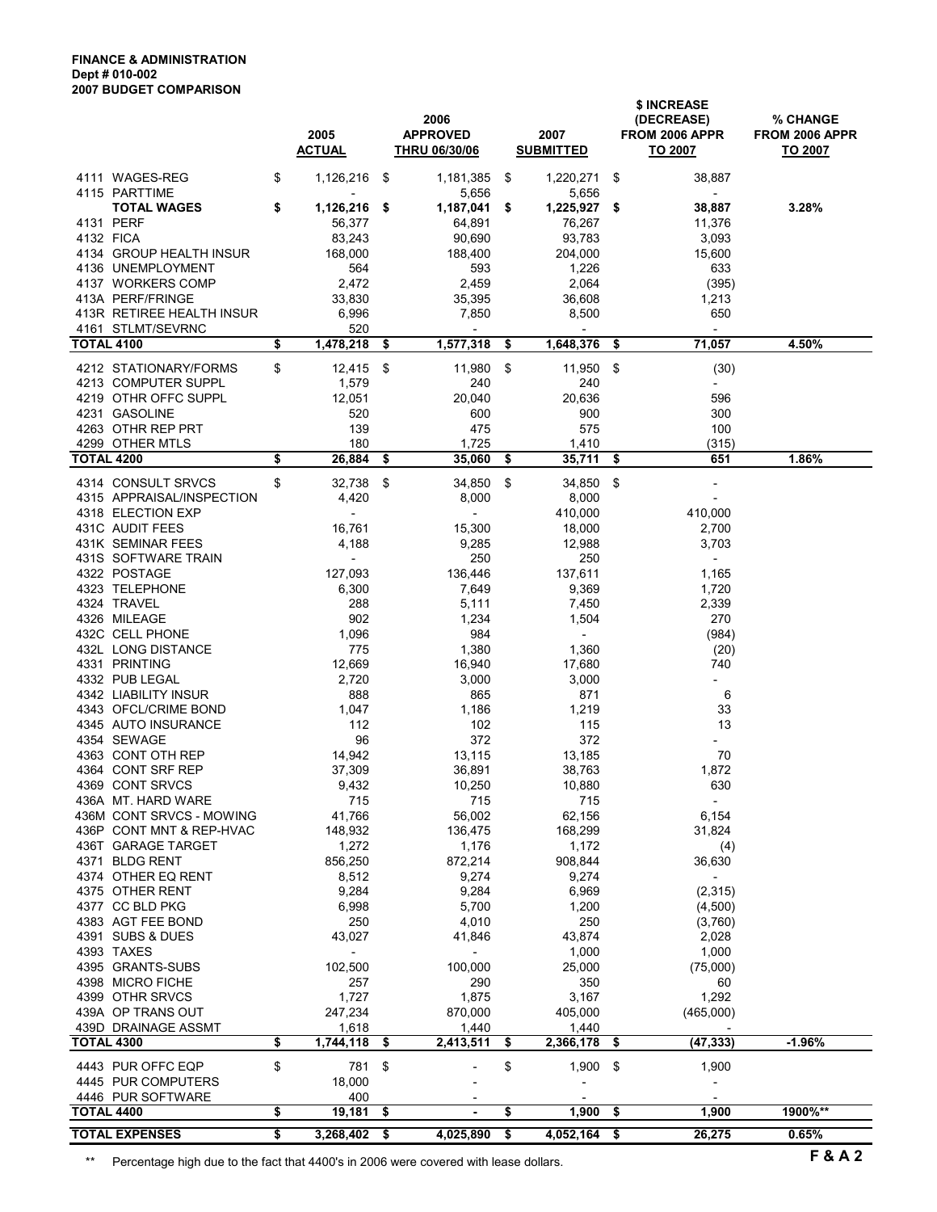**FINANCE & ADMINISTRATION**
**Dept # 010-002**
**2007 BUDGET COMPARISON**

| | 2005 ACTUAL | 2006 APPROVED THRU 06/30/06 | 2007 SUBMITTED | $ INCREASE (DECREASE) FROM 2006 APPR TO 2007 | % CHANGE FROM 2006 APPR TO 2007 |
|---|---|---|---|---|---|
| 4111 WAGES-REG | $ 1,126,216 | $ 1,181,385 | $ 1,220,271 | $ 38,887 | |
| 4115 PARTTIME | - | 5,656 | 5,656 | - | |
| **TOTAL WAGES** | **$ 1,126,216** | **$ 1,187,041** | **$ 1,225,927** | **$ 38,887** | **3.28%** |
| 4131 PERF | 56,377 | 64,891 | 76,267 | 11,376 | |
| 4132 FICA | 83,243 | 90,690 | 93,783 | 3,093 | |
| 4134 GROUP HEALTH INSUR | 168,000 | 188,400 | 204,000 | 15,600 | |
| 4136 UNEMPLOYMENT | 564 | 593 | 1,226 | 633 | |
| 4137 WORKERS COMP | 2,472 | 2,459 | 2,064 | (395) | |
| 413A PERF/FRINGE | 33,830 | 35,395 | 36,608 | 1,213 | |
| 413R RETIREE HEALTH INSUR | 6,996 | 7,850 | 8,500 | 650 | |
| 4161 STLMT/SEVRNC | 520 | - | - | - | |
| **TOTAL 4100** | **$ 1,478,218** | **$ 1,577,318** | **$ 1,648,376** | **$ 71,057** | **4.50%** |
| 4212 STATIONARY/FORMS | $ 12,415 | $ 11,980 | $ 11,950 | $ (30) | |
| 4213 COMPUTER SUPPL | 1,579 | 240 | 240 | - | |
| 4219 OTHR OFFC SUPPL | 12,051 | 20,040 | 20,636 | 596 | |
| 4231 GASOLINE | 520 | 600 | 900 | 300 | |
| 4263 OTHR REP PRT | 139 | 475 | 575 | 100 | |
| 4299 OTHER MTLS | 180 | 1,725 | 1,410 | (315) | |
| **TOTAL 4200** | **$ 26,884** | **$ 35,060** | **$ 35,711** | **$ 651** | **1.86%** |
| 4314 CONSULT SRVCS | $ 32,738 | $ 34,850 | $ 34,850 | $ - | |
| 4315 APPRAISAL/INSPECTION | 4,420 | 8,000 | 8,000 | - | |
| 4318 ELECTION EXP | - | - | 410,000 | 410,000 | |
| 431C AUDIT FEES | 16,761 | 15,300 | 18,000 | 2,700 | |
| 431K SEMINAR FEES | 4,188 | 9,285 | 12,988 | 3,703 | |
| 431S SOFTWARE TRAIN | - | 250 | 250 | - | |
| 4322 POSTAGE | 127,093 | 136,446 | 137,611 | 1,165 | |
| 4323 TELEPHONE | 6,300 | 7,649 | 9,369 | 1,720 | |
| 4324 TRAVEL | 288 | 5,111 | 7,450 | 2,339 | |
| 4326 MILEAGE | 902 | 1,234 | 1,504 | 270 | |
| 432C CELL PHONE | 1,096 | 984 | - | (984) | |
| 432L LONG DISTANCE | 775 | 1,380 | 1,360 | (20) | |
| 4331 PRINTING | 12,669 | 16,940 | 17,680 | 740 | |
| 4332 PUB LEGAL | 2,720 | 3,000 | 3,000 | - | |
| 4342 LIABILITY INSUR | 888 | 865 | 871 | 6 | |
| 4343 OFCL/CRIME BOND | 1,047 | 1,186 | 1,219 | 33 | |
| 4345 AUTO INSURANCE | 112 | 102 | 115 | 13 | |
| 4354 SEWAGE | 96 | 372 | 372 | - | |
| 4363 CONT OTH REP | 14,942 | 13,115 | 13,185 | 70 | |
| 4364 CONT SRF REP | 37,309 | 36,891 | 38,763 | 1,872 | |
| 4369 CONT SRVCS | 9,432 | 10,250 | 10,880 | 630 | |
| 436A MT. HARD WARE | 715 | 715 | 715 | - | |
| 436M CONT SRVCS - MOWING | 41,766 | 56,002 | 62,156 | 6,154 | |
| 436P CONT MNT & REP-HVAC | 148,932 | 136,475 | 168,299 | 31,824 | |
| 436T GARAGE TARGET | 1,272 | 1,176 | 1,172 | (4) | |
| 4371 BLDG RENT | 856,250 | 872,214 | 908,844 | 36,630 | |
| 4374 OTHER EQ RENT | 8,512 | 9,274 | 9,274 | - | |
| 4375 OTHER RENT | 9,284 | 9,284 | 6,969 | (2,315) | |
| 4377 CC BLD PKG | 6,998 | 5,700 | 1,200 | (4,500) | |
| 4383 AGT FEE BOND | 250 | 4,010 | 250 | (3,760) | |
| 4391 SUBS & DUES | 43,027 | 41,846 | 43,874 | 2,028 | |
| 4393 TAXES | - | - | 1,000 | 1,000 | |
| 4395 GRANTS-SUBS | 102,500 | 100,000 | 25,000 | (75,000) | |
| 4398 MICRO FICHE | 257 | 290 | 350 | 60 | |
| 4399 OTHR SRVCS | 1,727 | 1,875 | 3,167 | 1,292 | |
| 439A OP TRANS OUT | 247,234 | 870,000 | 405,000 | (465,000) | |
| 439D DRAINAGE ASSMT | 1,618 | 1,440 | 1,440 | - | |
| **TOTAL 4300** | **$ 1,744,118** | **$ 2,413,511** | **$ 2,366,178** | **$ (47,333)** | **-1.96%** |
| 4443 PUR OFFC EQP | $ 781 | $ - | $ 1,900 | $ 1,900 | |
| 4445 PUR COMPUTERS | 18,000 | - | - | - | |
| 4446 PUR SOFTWARE | 400 | - | - | - | |
| **TOTAL 4400** | **$ 19,181** | **$ -** | **$ 1,900** | **$ 1,900** | **1900%\*\*** |
| **TOTAL EXPENSES** | **$ 3,268,402** | **$ 4,025,890** | **$ 4,052,164** | **$ 26,275** | **0.65%** |

** Percentage high due to the fact that 4400's in 2006 were covered with lease dollars.

**F & A 2**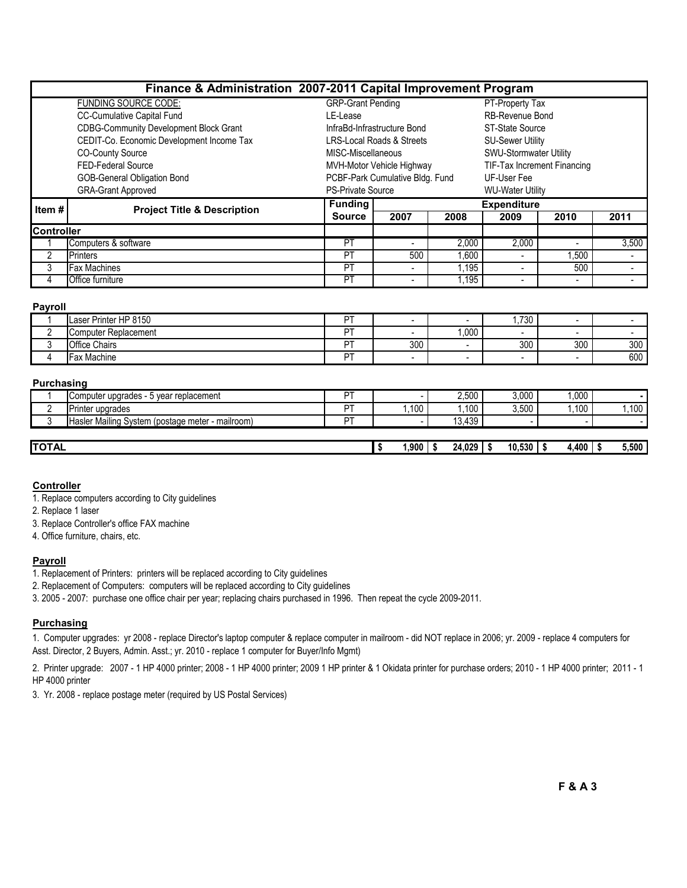# Finance & Administration 2007-2011 Capital Improvement Program

| FUNDING SOURCE CODE: | | |
|---|---|---|
| CC-Cumulative Capital Fund | GRP-Grant Pending | PT-Property Tax |
| CDBG-Community Development Block Grant | LE-Lease | RB-Revenue Bond |
| CEDIT-Co. Economic Development Income Tax | InfraBd-Infrastructure Bond | ST-State Source |
| CO-County Source | LRS-Local Roads & Streets | SU-Sewer Utility |
| FED-Federal Source | MISC-Miscellaneous | SWU-Stormwater Utility |
| GOB-General Obligation Bond | MVH-Motor Vehicle Highway | TIF-Tax Increment Financing |
| GRA-Grant Approved | PCBF-Park Cumulative Bldg. Fund | UF-User Fee |
| | PS-Private Source | WU-Water Utility |

| Item # | Project Title & Description | Funding Source | Expenditure | | | | |
|---|---|---|---|---|---|---|---|
| | | | 2007 | 2008 | 2009 | 2010 | 2011 |
| **Controller** | | | | | | | |
| 1 | Computers & software | PT | - | 2,000 | 2,000 | - | 3,500 |
| 2 | Printers | PT | 500 | 1,600 | - | 1,500 | - |
| 3 | Fax Machines | PT | - | 1,195 | - | 500 | - |
| 4 | Office furniture | PT | - | 1,195 | - | - | - |
| **Payroll** | | | | | | | |
| 1 | Laser Printer HP 8150 | PT | - | - | 1,730 | - | - |
| 2 | Computer Replacement | PT | - | 1,000 | - | - | - |
| 3 | Office Chairs | PT | 300 | - | 300 | 300 | 300 |
| 4 | Fax Machine | PT | - | - | - | - | 600 |
| **Purchasing** | | | | | | | |
| 1 | Computer upgrades - 5 year replacement | PT | - | 2,500 | 3,000 | 1,000 | - |
| 2 | Printer upgrades | PT | 1,100 | 1,100 | 3,500 | 1,100 | 1,100 |
| 3 | Hasler Mailing System (postage meter - mailroom) | PT | - | 13,439 | - | - | - |
| **TOTAL** | | | $ 1,900 | $ 24,029 | $ 10,530 | $ 4,400 | $ 5,500 |

**Controller**

1. Replace computers according to City guidelines
2. Replace 1 laser
3. Replace Controller's office FAX machine
4. Office furniture, chairs, etc.

**Payroll**

1. Replacement of Printers: printers will be replaced according to City guidelines
2. Replacement of Computers: computers will be replaced according to City guidelines
3. 2005 - 2007: purchase one office chair per year; replacing chairs purchased in 1996. Then repeat the cycle 2009-2011.

**Purchasing**

1. Computer upgrades: yr 2008 - replace Director's laptop computer & replace computer in mailroom - did NOT replace in 2006; yr. 2009 - replace 4 computers for Asst. Director, 2 Buyers, Admin. Asst.; yr. 2010 - replace 1 computer for Buyer/Info Mgmt)

2. Printer upgrade: 2007 - 1 HP 4000 printer; 2008 - 1 HP 4000 printer; 2009 1 HP printer & 1 Okidata printer for purchase orders; 2010 - 1 HP 4000 printer; 2011 - 1 HP 4000 printer

3. Yr. 2008 - replace postage meter (required by US Postal Services)

F & A 3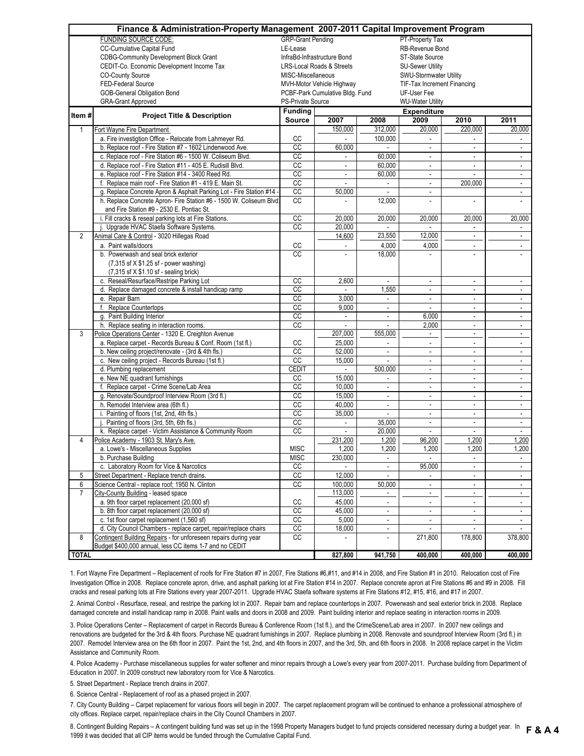# Finance & Administration-Property Management 2007-2011 Capital Improvement Program

| FUNDING SOURCE CODE: | | |
|---|---|---|
| CC-Cumulative Capital Fund | GRP-Grant Pending | PT-Property Tax |
| CDBG-Community Development Block Grant | LE-Lease | RB-Revenue Bond |
| CEDIT-Co. Economic Development Income Tax | InfraBd-Infrastructure Bond | ST-State Source |
| CO-County Source | LRS-Local Roads & Streets | SU-Sewer Utility |
| FED-Federal Source | MISC-Miscellaneous | SWU-Stormwater Utility |
| GOB-General Obligation Bond | MVH-Motor Vehicle Highway | TIF-Tax Increment Financing |
| GRA-Grant Approved | PCBF-Park Cumulative Bldg. Fund | UF-User Fee |
| | PS-Private Source | WU-Water Utility |

| Item # | Project Title & Description | Funding Source | Expenditure 2007 | 2008 | 2009 | 2010 | 2011 |
|---|---|---|---|---|---|---|---|
| 1 | Fort Wayne Fire Department | | 150,000 | 312,000 | 20,000 | 220,000 | 20,000 |
| | a. Fire investigtion Office - Relocate from Lahmeyer Rd. | CC | - | 100,000 | - | - | - |
| | b. Replace roof - Fire Station #7 - 1602 Lindenwood Ave. | CC | 60,000 | - | - | - | - |
| | c. Replace roof - Fire Station #6 - 1500 W. Coliseum Blvd. | CC | - | 60,000 | - | - | - |
| | d. Replace roof - Fire Station #11 - 405 E. Rudisill Blvd. | CC | - | 60,000 | - | - | - |
| | e. Replace roof - Fire Station #14 - 3400 Reed Rd. | CC | - | 60,000 | - | - | - |
| | f. Replace main roof - Fire Station #1 - 419 E. Main St. | CC | - | - | - | 200,000 | - |
| | g. Replace Concrete Apron & Asphalt Parking Lot - Fire Station #14 - | CC | 50,000 | - | - | | - |
| | h. Replace Concrete Apron- Fire Station #6 - 1500 W. Coliseum Blvd. and Fire Station #9 - 2530 E. Pontiac St. | CC | - | 12,000 | - | - | - |
| | i. Fill cracks & reseal parking lots at Fire Stations. | CC | 20,000 | 20,000 | 20,000 | 20,000 | 20,000 |
| | j. Upgrade HVAC Staefa Software Systems. | CC | 20,000 | - | - | - | - |
| 2 | Animal Care & Control - 3020 Hillegas Road | | 14,600 | 23,550 | 12,000 | - | - |
| | a. Paint walls/doors | CC | - | 4,000 | 4,000 | - | - |
| | b. Powerwash and seal brick exterior (7,315 sf X $1.25 sf - power washing) (7,315 sf X $1.10 sf - sealing brick) | CC | - | 18,000 | - | - | - |
| | c. Reseal/Resurface/Restripe Parking Lot | CC | 2,600 | - | - | - | - |
| | d. Replace damaged concrete & install handicap ramp | CC | - | 1,550 | - | - | - |
| | e. Repair Barn | CC | 3,000 | - | - | - | - |
| | f. Replace Countertops | CC | 9,000 | - | - | - | - |
| | g. Paint Building Interior | CC | - | - | 6,000 | - | - |
| | h. Replace seating in interaction rooms. | CC | - | - | 2,000 | - | - |
| 3 | Police Operations Center - 1320 E. Creighton Avenue | | 207,000 | 555,000 | - | - | - |
| | a. Replace carpet - Records Bureau & Conf. Room (1st fl.) | CC | 25,000 | - | - | - | - |
| | b. New ceiling project/renovate - (3rd & 4th fls.) | CC | 52,000 | - | - | - | - |
| | c. New ceiling project - Records Bureau (1st fl.) | CC | 15,000 | - | - | - | - |
| | d. Plumbing replacement | CEDIT | - | 500,000 | - | - | - |
| | e. New NE quadrant furnishings | CC | 15,000 | - | - | - | - |
| | f. Replace carpet - Crime Scene/Lab Area | CC | 10,000 | - | - | - | - |
| | g. Renovate/Soundproof Interview Room (3rd fl.) | CC | 15,000 | - | - | - | - |
| | h. Remodel Interview area (6th fl.) | CC | 40,000 | - | - | - | - |
| | i. Painting of floors (1st, 2nd, 4th fls.) | CC | 35,000 | - | - | - | - |
| | j. Painting of floors (3rd, 5th, 6th fls.) | CC | - | 35,000 | - | - | - |
| | k. Replace carpet - Victim Assistance & Community Room | CC | - | 20,000 | - | - | - |
| 4 | Police Academy - 1903 St. Mary's Ave. | | 231,200 | 1,200 | 96,200 | 1,200 | 1,200 |
| | a. Lowe's - Miscellaneous Supplies | MISC | 1,200 | 1,200 | 1,200 | 1,200 | 1,200 |
| | b. Purchase Building | MISC | 230,000 | - | - | - | - |
| | c. Laboratory Room for Vice & Narcotics | CC | - | - | 95,000 | - | - |
| 5 | Street Department - Replace trench drains. | CC | 12,000 | - | - | - | - |
| 6 | Science Central - replace roof; 1950 N. Clinton | CC | 100,000 | 50,000 | - | - | - |
| 7 | City-County Building - leased space | | 113,000 | - | - | - | - |
| | a. 9th floor carpet replacement (20,000 sf) | CC | 45,000 | - | - | - | - |
| | b. 8th floor carpet replacement (20,000 sf) | CC | 45,000 | - | - | - | - |
| | c. 1st floor carpet replacement (1,560 sf) | CC | 5,000 | - | - | - | - |
| | d. City Council Chambers - replace carpet, repair/replace chairs | CC | 18,000 | - | - | - | - |
| 8 | Contingent Building Repairs - for unforeseen repairs during year Budget $400,000 annual, less CC items 1-7 and no CEDIT | CC | - | - | 271,800 | 178,800 | 378,800 |
| TOTAL | | | 827,800 | 941,750 | 400,000 | 400,000 | 400,000 |

1. Fort Wayne Fire Department – Replacement of roofs for Fire Station #7 in 2007, Fire Stations #6,#11, and #14 in 2008, and Fire Station #1 in 2010. Relocation cost of Fire Investigation Office in 2008. Replace concrete apron, drive, and asphalt parking lot at Fire Station #14 in 2007. Replace concrete apron at Fire Stations #6 and #9 in 2008. Fill cracks and reseal parking lots at Fire Stations every year 2007-2011. Upgrade HVAC Staefa software systems at Fire Stations #12, #15, #16, and #17 in 2007.

2. Animal Control - Resurface, reseal, and restripe the parking lot in 2007. Repair barn and replace countertops in 2007. Powerwash and seal exterior brick in 2008. Replace damaged concrete and install handicap ramp in 2008. Paint walls and doors in 2008 and 2009. Paint building interior and replace seating in interaction rooms in 2009.

3. Police Operations Center – Replacement of carpet in Records Bureau & Conference Room (1st fl.), and the CrimeScene/Lab area in 2007. In 2007 new ceilings and renovations are budgeted for the 3rd & 4th floors. Purchase NE quadrant furnishings in 2007. Replace plumbing in 2008. Renovate and soundproof Interview Room (3rd fl.) in 2007. Remodel Interview area on the 6th floor in 2007. Paint the 1st, 2nd, and 4th floors in 2007, and the 3rd, 5th, and 6th floors in 2008. In 2008 replace carpet in the Victim Assistance and Community Room.

4. Police Academy - Purchase miscellaneous supplies for water softener and minor repairs through a Lowe's every year from 2007-2011. Purchase building from Department of Education in 2007. In 2009 construct new laboratory room for Vice & Narcotics.

5. Street Department - Replace trench drains in 2007.

6. Science Central - Replacement of roof as a phased project in 2007.

7. City County Building – Carpet replacement for various floors will begin in 2007. The carpet replacement program will be continued to enhance a professional atmosphere of city offices. Replace carpet, repair/replace chairs in the City Council Chambers in 2007.

8. Contingent Building Repairs – A contingent building fund was set up in the 1998 Property Managers budget to fund projects considered necessary during a budget year. In 1999 it was decided that all CIP items would be funded through the Cumulative Capital Fund.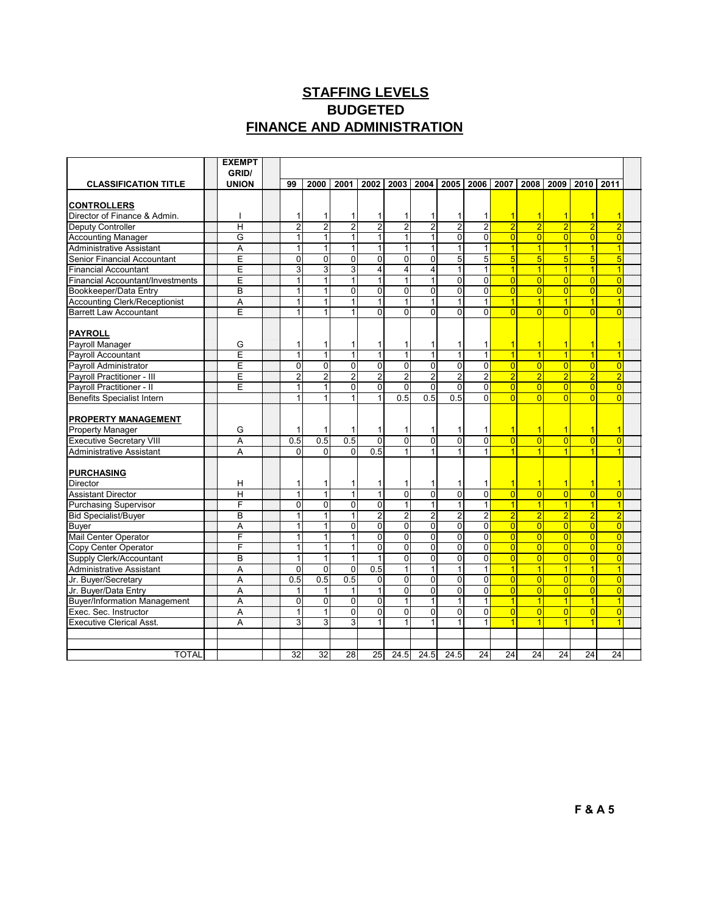## STAFFING LEVELS
## BUDGETED
## FINANCE AND ADMINISTRATION

| CLASSIFICATION TITLE | EXEMPT GRID/ UNION | 99 | 2000 | 2001 | 2002 | 2003 | 2004 | 2005 | 2006 | 2007 | 2008 | 2009 | 2010 | 2011 |
|---|---|---|---|---|---|---|---|---|---|---|---|---|---|---|
| **CONTROLLERS** | | | | | | | | | | | | | | |
| Director of Finance & Admin. | I | 1 | 1 | 1 | 1 | 1 | 1 | 1 | 1 | 1 | 1 | 1 | 1 | 1 |
| Deputy Controller | H | 2 | 2 | 2 | 2 | 2 | 2 | 2 | 2 | 2 | 2 | 2 | 2 | 2 |
| Accounting Manager | G | 1 | 1 | 1 | 1 | 1 | 1 | 0 | 0 | 0 | 0 | 0 | 0 | 0 |
| Administrative Assistant | A | 1 | 1 | 1 | 1 | 1 | 1 | 1 | 1 | 1 | 1 | 1 | 1 | 1 |
| Senior Financial Accountant | E | 0 | 0 | 0 | 0 | 0 | 0 | 5 | 5 | 5 | 5 | 5 | 5 | 5 |
| Financial Accountant | E | 3 | 3 | 3 | 4 | 4 | 4 | 1 | 1 | 1 | 1 | 1 | 1 | 1 |
| Financial Accountant/Investments | E | 1 | 1 | 1 | 1 | 1 | 1 | 0 | 0 | 0 | 0 | 0 | 0 | 0 |
| Bookkeeper/Data Entry | B | 1 | 1 | 0 | 0 | 0 | 0 | 0 | 0 | 0 | 0 | 0 | 0 | 0 |
| Accounting Clerk/Receptionist | A | 1 | 1 | 1 | 1 | 1 | 1 | 1 | 1 | 1 | 1 | 1 | 1 | 1 |
| Barrett Law Accountant | E | 1 | 1 | 1 | 0 | 0 | 0 | 0 | 0 | 0 | 0 | 0 | 0 | 0 |
| **PAYROLL** | | | | | | | | | | | | | | |
| Payroll Manager | G | 1 | 1 | 1 | 1 | 1 | 1 | 1 | 1 | 1 | 1 | 1 | 1 | 1 |
| Payroll Accountant | E | 1 | 1 | 1 | 1 | 1 | 1 | 1 | 1 | 1 | 1 | 1 | 1 | 1 |
| Payroll Administrator | E | 0 | 0 | 0 | 0 | 0 | 0 | 0 | 0 | 0 | 0 | 0 | 0 | 0 |
| Payroll Practitioner - III | E | 2 | 2 | 2 | 2 | 2 | 2 | 2 | 2 | 2 | 2 | 2 | 2 | 2 |
| Payroll Practitioner - II | E | 1 | 1 | 0 | 0 | 0 | 0 | 0 | 0 | 0 | 0 | 0 | 0 | 0 |
| Benefits Specialist Intern | | 1 | 1 | 1 | 1 | 0.5 | 0.5 | 0.5 | 0 | 0 | 0 | 0 | 0 | 0 |
| **PROPERTY MANAGEMENT** | | | | | | | | | | | | | | |
| Property Manager | G | 1 | 1 | 1 | 1 | 1 | 1 | 1 | 1 | 1 | 1 | 1 | 1 | 1 |
| Executive Secretary VIII | A | 0.5 | 0.5 | 0.5 | 0 | 0 | 0 | 0 | 0 | 0 | 0 | 0 | 0 | 0 |
| Administrative Assistant | A | 0 | 0 | 0 | 0.5 | 1 | 1 | 1 | 1 | 1 | 1 | 1 | 1 | 1 |
| **PURCHASING** | | | | | | | | | | | | | | |
| Director | H | 1 | 1 | 1 | 1 | 1 | 1 | 1 | 1 | 1 | 1 | 1 | 1 | 1 |
| Assistant Director | H | 1 | 1 | 1 | 1 | 0 | 0 | 0 | 0 | 0 | 0 | 0 | 0 | 0 |
| Purchasing Supervisor | F | 0 | 0 | 0 | 0 | 1 | 1 | 1 | 1 | 1 | 1 | 1 | 1 | 1 |
| Bid Specialist/Buyer | B | 1 | 1 | 1 | 2 | 2 | 2 | 2 | 2 | 2 | 2 | 2 | 2 | 2 |
| Buyer | A | 1 | 1 | 0 | 0 | 0 | 0 | 0 | 0 | 0 | 0 | 0 | 0 | 0 |
| Mail Center Operator | F | 1 | 1 | 1 | 0 | 0 | 0 | 0 | 0 | 0 | 0 | 0 | 0 | 0 |
| Copy Center Operator | F | 1 | 1 | 1 | 0 | 0 | 0 | 0 | 0 | 0 | 0 | 0 | 0 | 0 |
| Supply Clerk/Accountant | B | 1 | 1 | 1 | 1 | 0 | 0 | 0 | 0 | 0 | 0 | 0 | 0 | 0 |
| Administrative Assistant | A | 0 | 0 | 0 | 0.5 | 1 | 1 | 1 | 1 | 1 | 1 | 1 | 1 | 1 |
| Jr. Buyer/Secretary | A | 0.5 | 0.5 | 0.5 | 0 | 0 | 0 | 0 | 0 | 0 | 0 | 0 | 0 | 0 |
| Jr. Buyer/Data Entry | A | 1 | 1 | 1 | 1 | 0 | 0 | 0 | 0 | 0 | 0 | 0 | 0 | 0 |
| Buyer/Information Management | A | 0 | 0 | 0 | 0 | 1 | 1 | 1 | 1 | 1 | 1 | 1 | 1 | 1 |
| Exec. Sec. Instructor | A | 1 | 1 | 0 | 0 | 0 | 0 | 0 | 0 | 0 | 0 | 0 | 0 | 0 |
| Executive Clerical Asst. | A | 3 | 3 | 3 | 1 | 1 | 1 | 1 | 1 | 1 | 1 | 1 | 1 | 1 |
| TOTAL | | 32 | 32 | 28 | 25 | 24.5 | 24.5 | 24.5 | 24 | 24 | 24 | 24 | 24 | 24 |

F & A 5